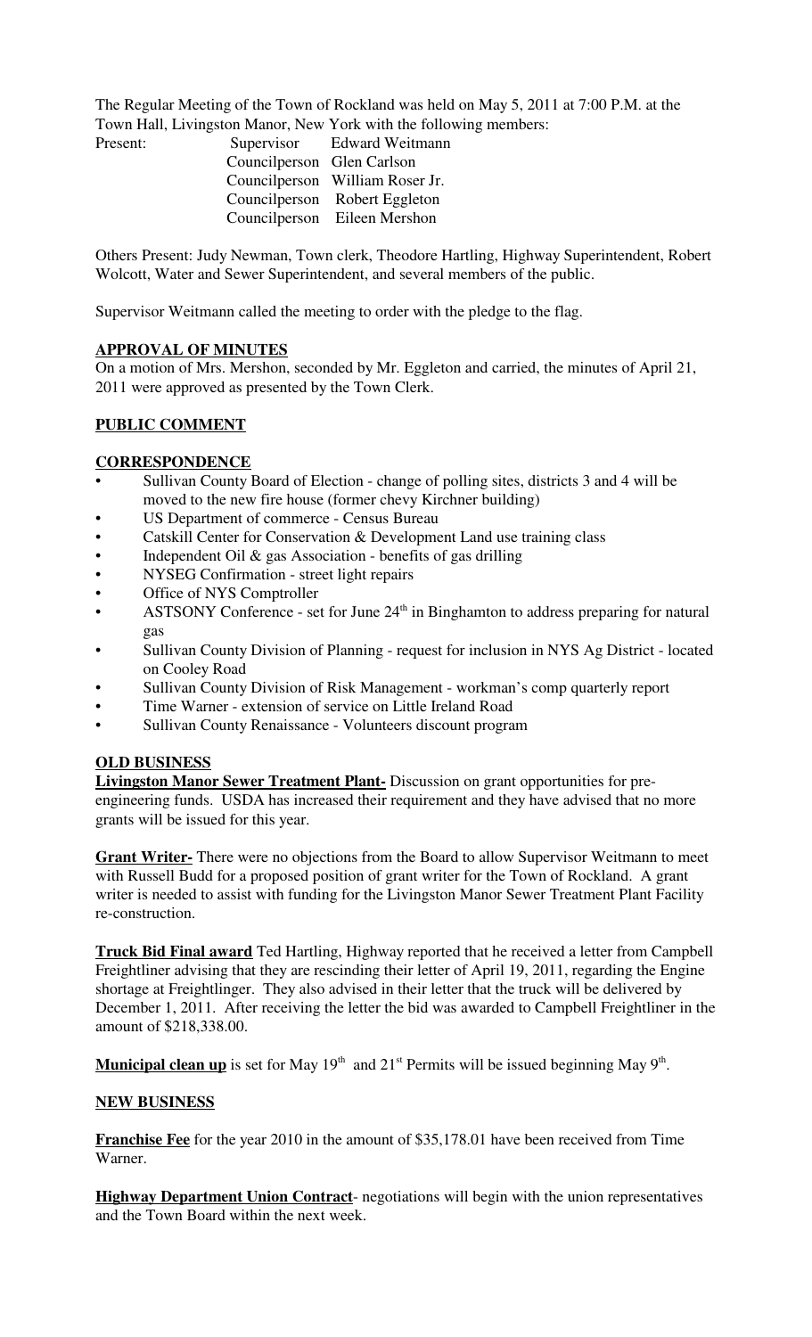The Regular Meeting of the Town of Rockland was held on May 5, 2011 at 7:00 P.M. at the Town Hall, Livingston Manor, New York with the following members:

Present: Supervisor Edward Weitmann
Councilperson Glen Carlson
Councilperson William Roser Jr.
Councilperson Robert Eggleton
Councilperson Eileen Mershon

Others Present: Judy Newman, Town clerk, Theodore Hartling, Highway Superintendent, Robert Wolcott, Water and Sewer Superintendent, and several members of the public.

Supervisor Weitmann called the meeting to order with the pledge to the flag.

**APPROVAL OF MINUTES**

On a motion of Mrs. Mershon, seconded by Mr. Eggleton and carried, the minutes of April 21, 2011 were approved as presented by the Town Clerk.

**PUBLIC COMMENT**

**CORRESPONDENCE**

- Sullivan County Board of Election - change of polling sites, districts 3 and 4 will be moved to the new fire house (former chevy Kirchner building)
- US Department of commerce - Census Bureau
- Catskill Center for Conservation & Development Land use training class
- Independent Oil & gas Association - benefits of gas drilling
- NYSEG Confirmation - street light repairs
- Office of NYS Comptroller
- ASTSONY Conference - set for June 24th in Binghamton to address preparing for natural gas
- Sullivan County Division of Planning - request for inclusion in NYS Ag District - located on Cooley Road
- Sullivan County Division of Risk Management - workman's comp quarterly report
- Time Warner - extension of service on Little Ireland Road
- Sullivan County Renaissance - Volunteers discount program

**OLD BUSINESS**

**Livingston Manor Sewer Treatment Plant-** Discussion on grant opportunities for pre-engineering funds. USDA has increased their requirement and they have advised that no more grants will be issued for this year.

**Grant Writer-** There were no objections from the Board to allow Supervisor Weitmann to meet with Russell Budd for a proposed position of grant writer for the Town of Rockland. A grant writer is needed to assist with funding for the Livingston Manor Sewer Treatment Plant Facility re-construction.

**Truck Bid Final award** Ted Hartling, Highway reported that he received a letter from Campbell Freightliner advising that they are rescinding their letter of April 19, 2011, regarding the Engine shortage at Freightlinger. They also advised in their letter that the truck will be delivered by December 1, 2011. After receiving the letter the bid was awarded to Campbell Freightliner in the amount of $218,338.00.

**Municipal clean up** is set for May 19th and 21st Permits will be issued beginning May 9th.

**NEW BUSINESS**

**Franchise Fee** for the year 2010 in the amount of $35,178.01 have been received from Time Warner.

**Highway Department Union Contract**- negotiations will begin with the union representatives and the Town Board within the next week.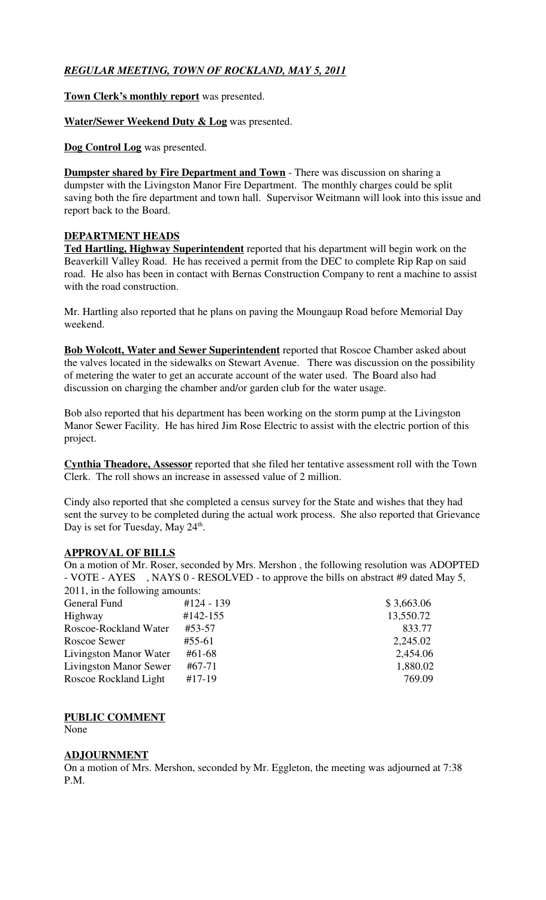## *REGULAR MEETING, TOWN OF ROCKLAND, MAY 5, 2011*

**Town Clerk's monthly report** was presented.

**Water/Sewer Weekend Duty & Log** was presented.

**Dog Control Log** was presented.

**Dumpster shared by Fire Department and Town** - There was discussion on sharing a dumpster with the Livingston Manor Fire Department. The monthly charges could be split saving both the fire department and town hall. Supervisor Weitmann will look into this issue and report back to the Board.

**DEPARTMENT HEADS**

**Ted Hartling, Highway Superintendent** reported that his department will begin work on the Beaverkill Valley Road. He has received a permit from the DEC to complete Rip Rap on said road. He also has been in contact with Bernas Construction Company to rent a machine to assist with the road construction.

Mr. Hartling also reported that he plans on paving the Moungaup Road before Memorial Day weekend.

**Bob Wolcott, Water and Sewer Superintendent** reported that Roscoe Chamber asked about the valves located in the sidewalks on Stewart Avenue. There was discussion on the possibility of metering the water to get an accurate account of the water used. The Board also had discussion on charging the chamber and/or garden club for the water usage.

Bob also reported that his department has been working on the storm pump at the Livingston Manor Sewer Facility. He has hired Jim Rose Electric to assist with the electric portion of this project.

**Cynthia Theadore, Assessor** reported that she filed her tentative assessment roll with the Town Clerk. The roll shows an increase in assessed value of 2 million.

Cindy also reported that she completed a census survey for the State and wishes that they had sent the survey to be completed during the actual work process. She also reported that Grievance Day is set for Tuesday, May 24th.

**APPROVAL OF BILLS**

On a motion of Mr. Roser, seconded by Mrs. Mershon , the following resolution was ADOPTED - VOTE - AYES , NAYS 0 - RESOLVED - to approve the bills on abstract #9 dated May 5, 2011, in the following amounts:

| | | |
|---|---|---|
| General Fund | #124 - 139 | $ 3,663.06 |
| Highway | #142-155 | 13,550.72 |
| Roscoe-Rockland Water | #53-57 | 833.77 |
| Roscoe Sewer | #55-61 | 2,245.02 |
| Livingston Manor Water | #61-68 | 2,454.06 |
| Livingston Manor Sewer | #67-71 | 1,880.02 |
| Roscoe Rockland Light | #17-19 | 769.09 |

**PUBLIC COMMENT**

None

**ADJOURNMENT**

On a motion of Mrs. Mershon, seconded by Mr. Eggleton, the meeting was adjourned at 7:38 P.M.